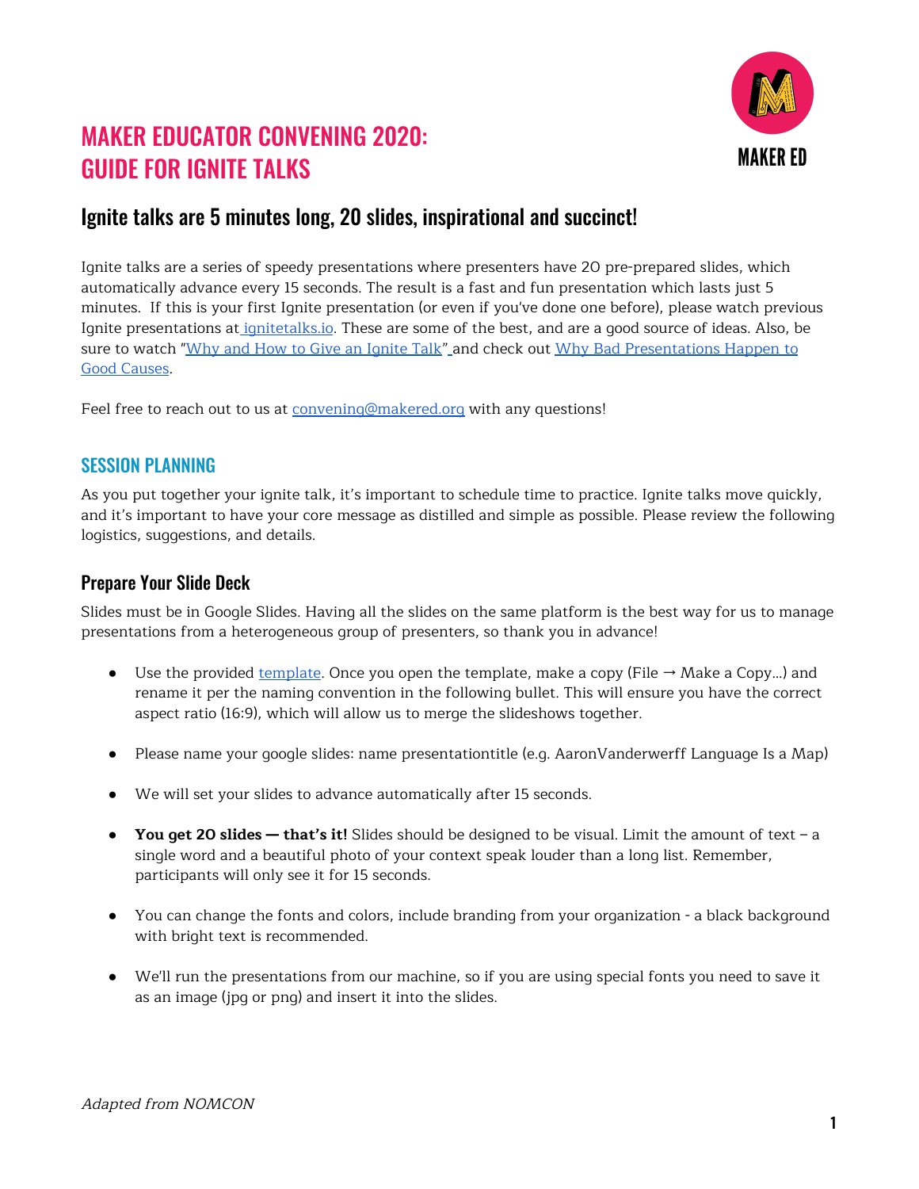# MAKER EDUCATOR CONVENING 2020: GUIDE FOR IGNITE TALKS

MAKER ED

## Ignite talks are 5 minutes long, 20 slides, inspirational and succinct!

Ignite talks are a series of speedy presentations where presenters have 20 pre-prepared slides, which automatically advance every 15 seconds. The result is a fast and fun presentation which lasts just 5 minutes. If this is your first Ignite presentation (or even if you've done one before), please watch previous Ignite presentations at ignitetalks.io. These are some of the best, and are a good source of ideas. Also, be sure to watch "Why and How to Give an Ignite Talk" and check out Why Bad Presentations Happen to Good Causes.

Feel free to reach out to us at convening@makered.org with any questions!

## SESSION PLANNING

As you put together your ignite talk, it's important to schedule time to practice. Ignite talks move quickly, and it's important to have your core message as distilled and simple as possible. Please review the following logistics, suggestions, and details.

### Prepare Your Slide Deck

Slides must be in Google Slides. Having all the slides on the same platform is the best way for us to manage presentations from a heterogeneous group of presenters, so thank you in advance!

- Use the provided template. Once you open the template, make a copy (File → Make a Copy...) and rename it per the naming convention in the following bullet. This will ensure you have the correct aspect ratio (16:9), which will allow us to merge the slideshows together.
- Please name your google slides: name presentationtitle (e.g. AaronVanderwerff Language Is a Map)
- We will set your slides to advance automatically after 15 seconds.
- **You get 20 slides — that's it!** Slides should be designed to be visual. Limit the amount of text – a single word and a beautiful photo of your context speak louder than a long list. Remember, participants will only see it for 15 seconds.
- You can change the fonts and colors, include branding from your organization - a black background with bright text is recommended.
- We'll run the presentations from our machine, so if you are using special fonts you need to save it as an image (jpg or png) and insert it into the slides.

*Adapted from NOMCON*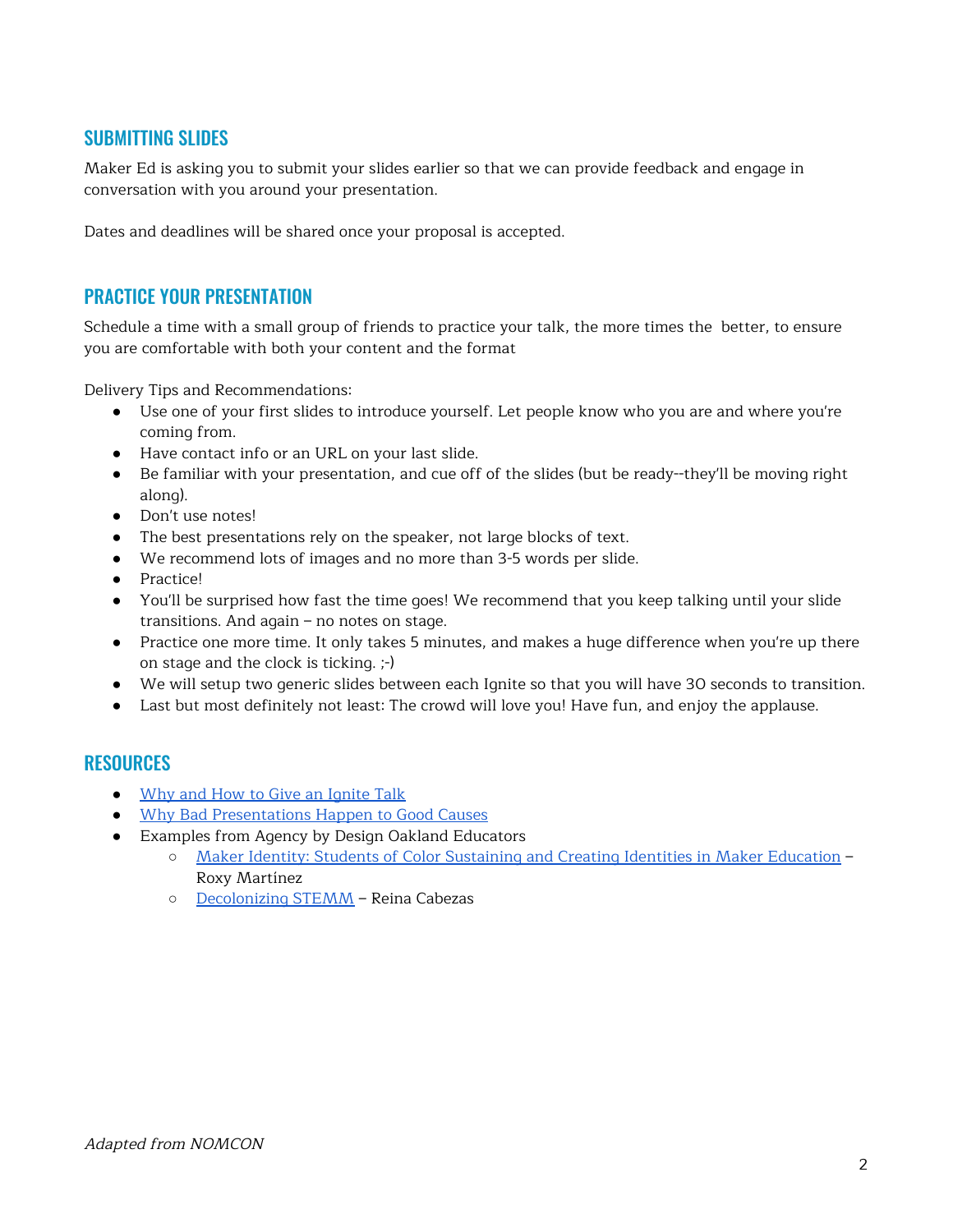## SUBMITTING SLIDES

Maker Ed is asking you to submit your slides earlier so that we can provide feedback and engage in conversation with you around your presentation.

Dates and deadlines will be shared once your proposal is accepted.

## PRACTICE YOUR PRESENTATION

Schedule a time with a small group of friends to practice your talk, the more times the better, to ensure you are comfortable with both your content and the format

Delivery Tips and Recommendations:

- Use one of your first slides to introduce yourself. Let people know who you are and where you're coming from.
- Have contact info or an URL on your last slide.
- Be familiar with your presentation, and cue off of the slides (but be ready--they'll be moving right along).
- Don't use notes!
- The best presentations rely on the speaker, not large blocks of text.
- We recommend lots of images and no more than 3-5 words per slide.
- Practice!
- You'll be surprised how fast the time goes! We recommend that you keep talking until your slide transitions. And again – no notes on stage.
- Practice one more time. It only takes 5 minutes, and makes a huge difference when you're up there on stage and the clock is ticking. ;-)
- We will setup two generic slides between each Ignite so that you will have 30 seconds to transition.
- Last but most definitely not least: The crowd will love you! Have fun, and enjoy the applause.

## RESOURCES

- Why and How to Give an Ignite Talk
- Why Bad Presentations Happen to Good Causes
- Examples from Agency by Design Oakland Educators
  - Maker Identity: Students of Color Sustaining and Creating Identities in Maker Education – Roxy Martínez
  - Decolonizing STEMM – Reina Cabezas

*Adapted from NOMCON*